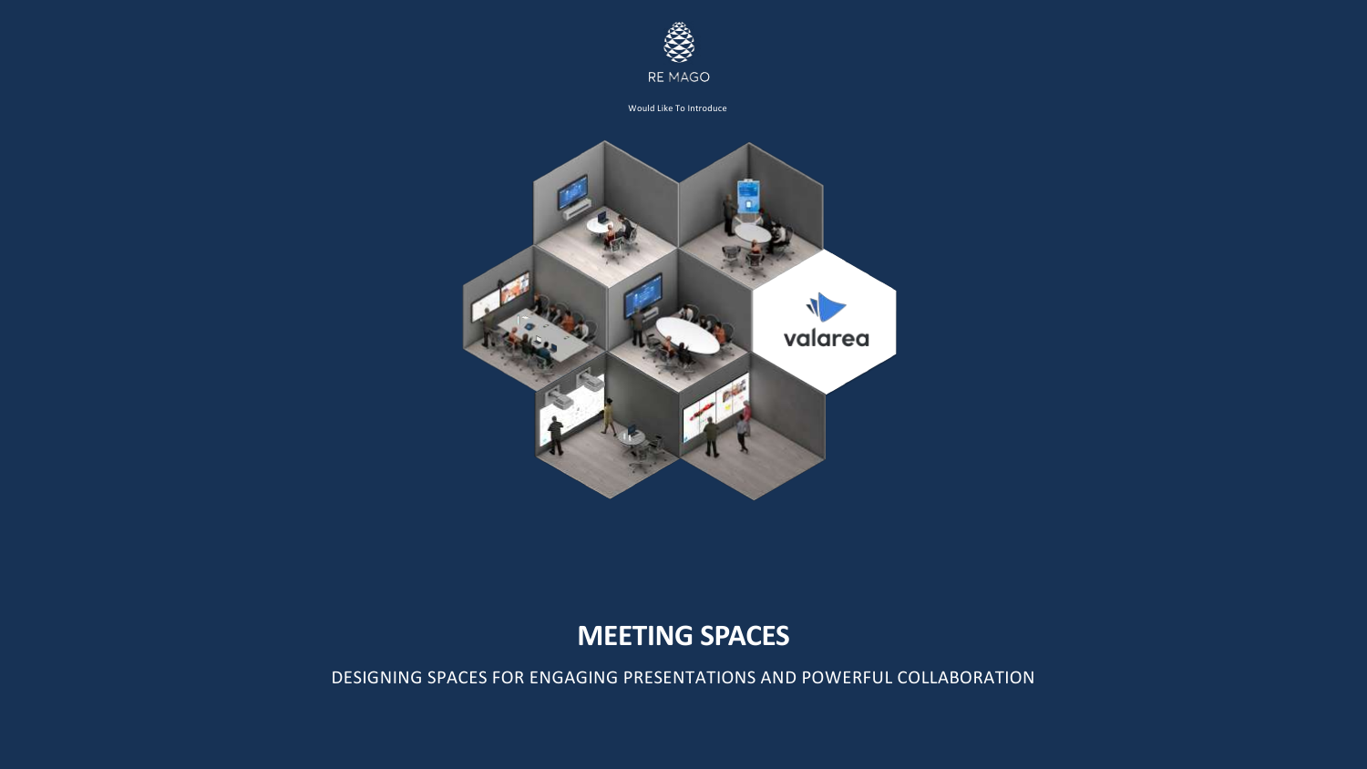RE MAGO

Would Like To Introduce

valarea

# MEETING SPACES

DESIGNING SPACES FOR ENGAGING PRESENTATIONS AND POWERFUL COLLABORATION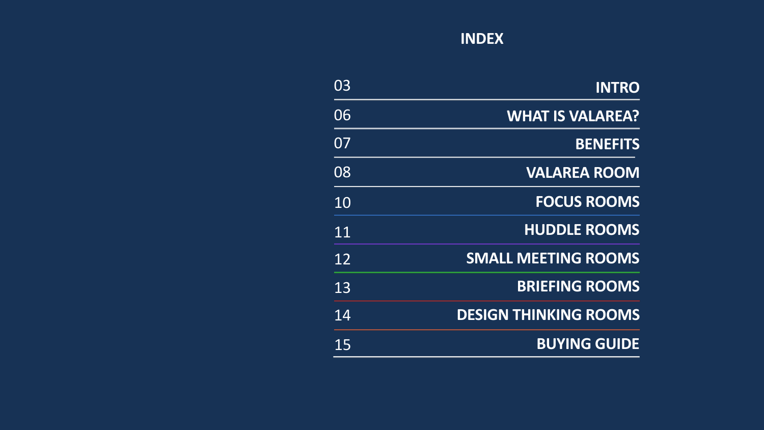# INDEX

| | |
|---|---|
| 03 | **INTRO** |
| 06 | **WHAT IS VALAREA?** |
| 07 | **BENEFITS** |
| 08 | **VALAREA ROOM** |
| 10 | **FOCUS ROOMS** |
| 11 | **HUDDLE ROOMS** |
| 12 | **SMALL MEETING ROOMS** |
| 13 | **BRIEFING ROOMS** |
| 14 | **DESIGN THINKING ROOMS** |
| 15 | **BUYING GUIDE** |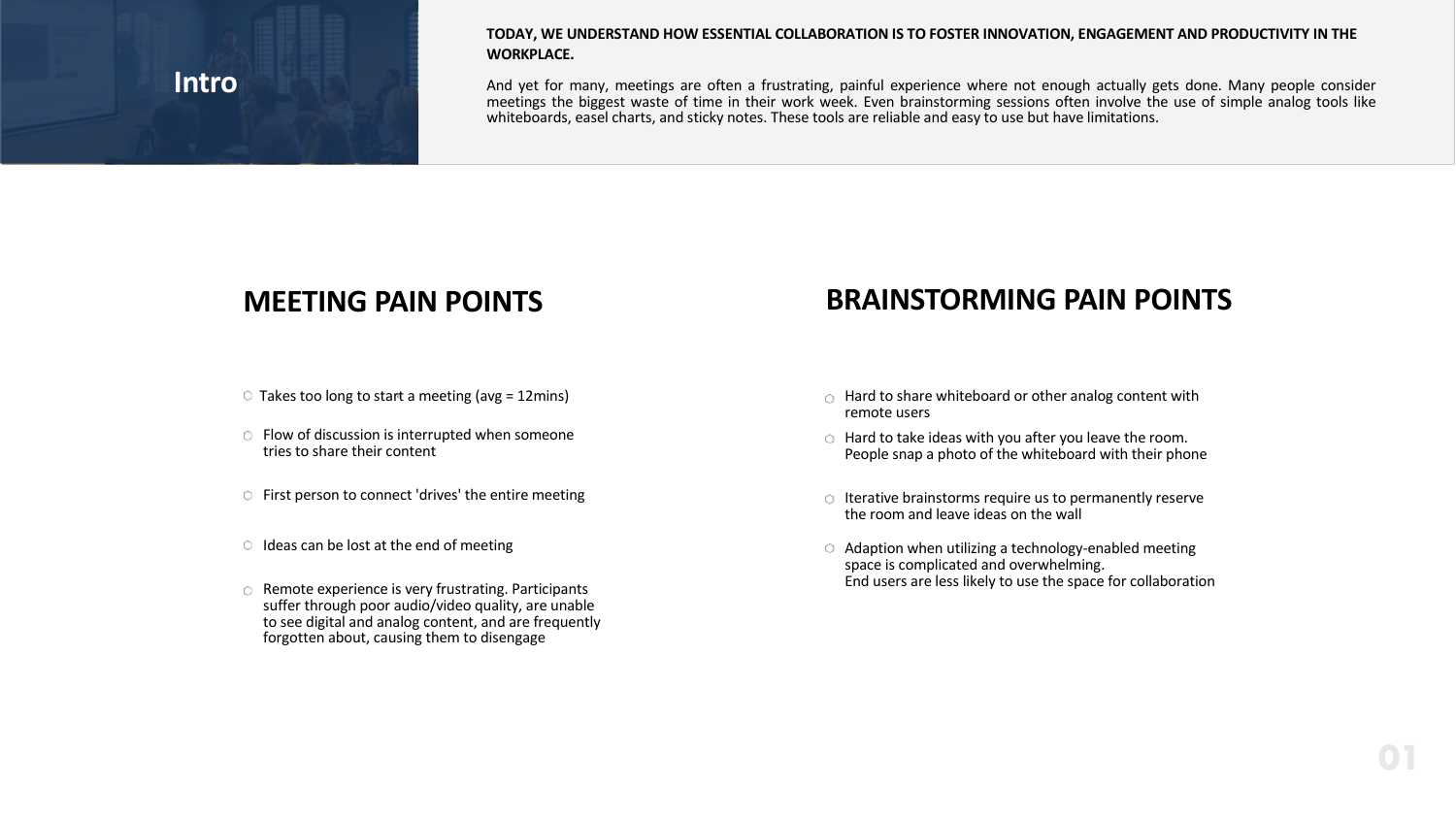# Intro

**TODAY, WE UNDERSTAND HOW ESSENTIAL COLLABORATION IS TO FOSTER INNOVATION, ENGAGEMENT AND PRODUCTIVITY IN THE WORKPLACE.**

And yet for many, meetings are often a frustrating, painful experience where not enough actually gets done. Many people consider meetings the biggest waste of time in their work week. Even brainstorming sessions often involve the use of simple analog tools like whiteboards, easel charts, and sticky notes. These tools are reliable and easy to use but have limitations.

## MEETING PAIN POINTS

- Takes too long to start a meeting (avg = 12mins)
- Flow of discussion is interrupted when someone tries to share their content
- First person to connect 'drives' the entire meeting
- Ideas can be lost at the end of meeting
- Remote experience is very frustrating. Participants suffer through poor audio/video quality, are unable to see digital and analog content, and are frequently forgotten about, causing them to disengage

## BRAINSTORMING PAIN POINTS

- Hard to share whiteboard or other analog content with remote users
- Hard to take ideas with you after you leave the room. People snap a photo of the whiteboard with their phone
- Iterative brainstorms require us to permanently reserve the room and leave ideas on the wall
- Adaption when utilizing a technology-enabled meeting space is complicated and overwhelming. End users are less likely to use the space for collaboration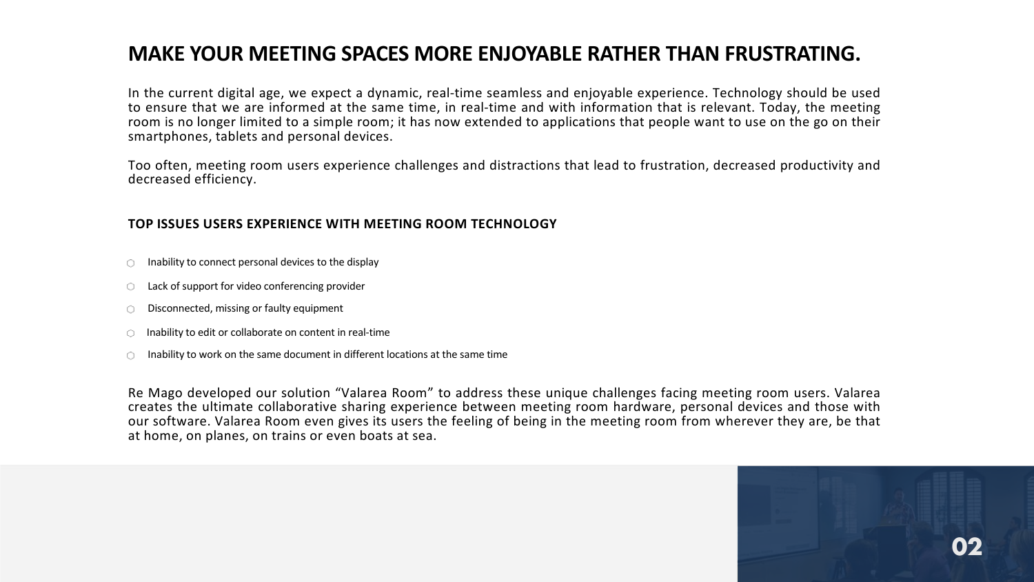# MAKE YOUR MEETING SPACES MORE ENJOYABLE RATHER THAN FRUSTRATING.

In the current digital age, we expect a dynamic, real-time seamless and enjoyable experience. Technology should be used to ensure that we are informed at the same time, in real-time and with information that is relevant. Today, the meeting room is no longer limited to a simple room; it has now extended to applications that people want to use on the go on their smartphones, tablets and personal devices.

Too often, meeting room users experience challenges and distractions that lead to frustration, decreased productivity and decreased efficiency.

### TOP ISSUES USERS EXPERIENCE WITH MEETING ROOM TECHNOLOGY

- Inability to connect personal devices to the display
- Lack of support for video conferencing provider
- Disconnected, missing or faulty equipment
- Inability to edit or collaborate on content in real-time
- Inability to work on the same document in different locations at the same time

Re Mago developed our solution “Valarea Room” to address these unique challenges facing meeting room users. Valarea creates the ultimate collaborative sharing experience between meeting room hardware, personal devices and those with our software. Valarea Room even gives its users the feeling of being in the meeting room from wherever they are, be that at home, on planes, on trains or even boats at sea.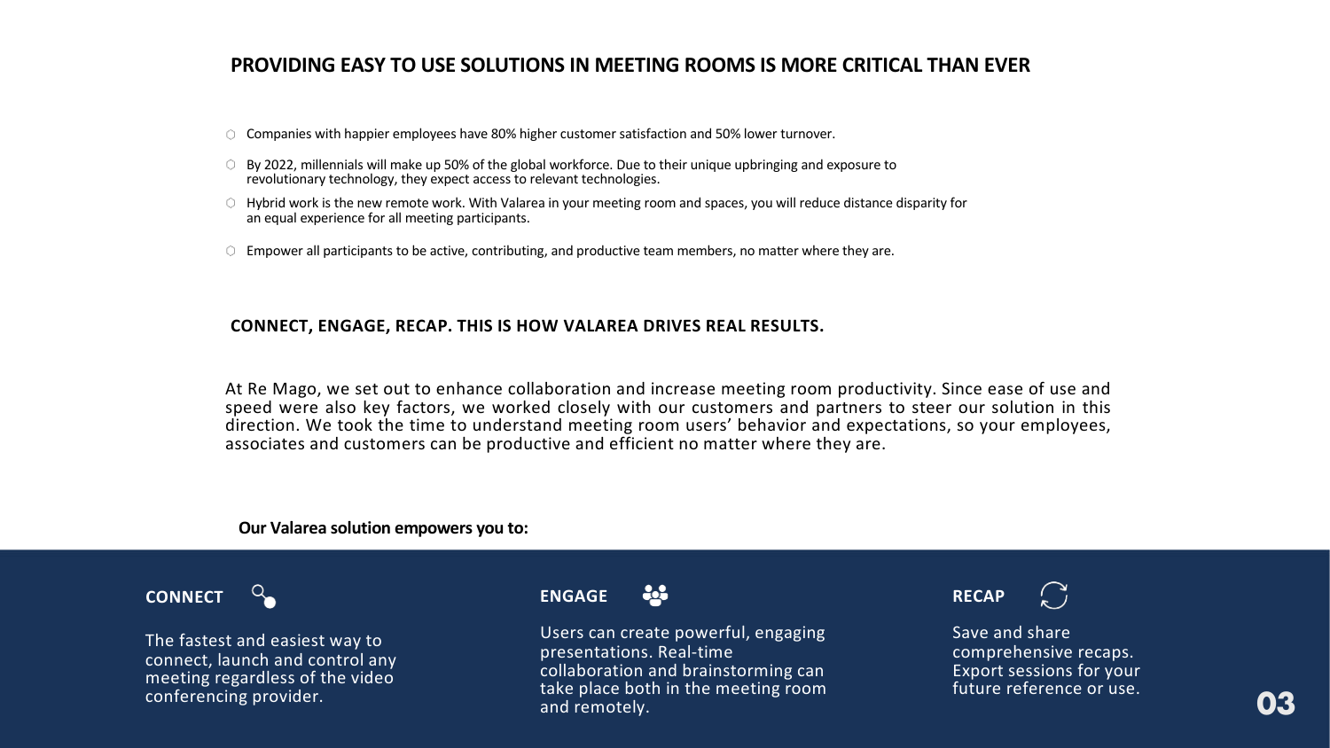## PROVIDING EASY TO USE SOLUTIONS IN MEETING ROOMS IS MORE CRITICAL THAN EVER

- Companies with happier employees have 80% higher customer satisfaction and 50% lower turnover.
- By 2022, millennials will make up 50% of the global workforce. Due to their unique upbringing and exposure to revolutionary technology, they expect access to relevant technologies.
- Hybrid work is the new remote work. With Valarea in your meeting room and spaces, you will reduce distance disparity for an equal experience for all meeting participants.
- Empower all participants to be active, contributing, and productive team members, no matter where they are.

### CONNECT, ENGAGE, RECAP. THIS IS HOW VALAREA DRIVES REAL RESULTS.

At Re Mago, we set out to enhance collaboration and increase meeting room productivity. Since ease of use and speed were also key factors, we worked closely with our customers and partners to steer our solution in this direction. We took the time to understand meeting room users' behavior and expectations, so your employees, associates and customers can be productive and efficient no matter where they are.

**Our Valarea solution empowers you to:**

**CONNECT**

The fastest and easiest way to connect, launch and control any meeting regardless of the video conferencing provider.

**ENGAGE**

Users can create powerful, engaging presentations. Real-time collaboration and brainstorming can take place both in the meeting room and remotely.

**RECAP**

Save and share comprehensive recaps. Export sessions for your future reference or use.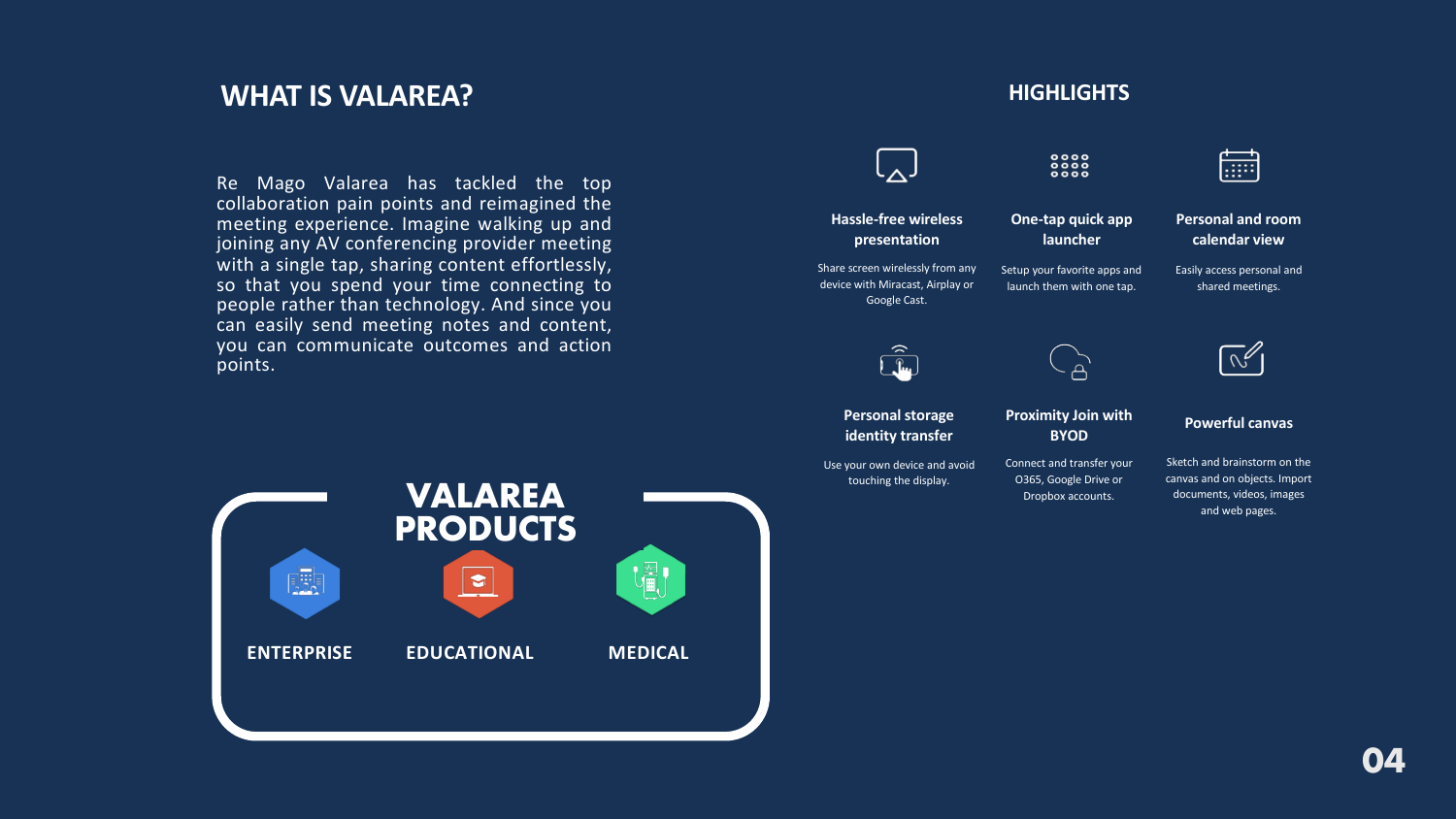## WHAT IS VALAREA?

Re Mago Valarea has tackled the top collaboration pain points and reimagined the meeting experience. Imagine walking up and joining any AV conferencing provider meeting with a single tap, sharing content effortlessly, so that you spend your time connecting to people rather than technology. And since you can easily send meeting notes and content, you can communicate outcomes and action points.

## VALAREA PRODUCTS

- ENTERPRISE
- EDUCATIONAL
- MEDICAL

## HIGHLIGHTS

**Hassle-free wireless presentation**

Share screen wirelessly from any device with Miracast, Airplay or Google Cast.

**One-tap quick app launcher**

Setup your favorite apps and launch them with one tap.

**Personal and room calendar view**

Easily access personal and shared meetings.

**Personal storage identity transfer**

Use your own device and avoid touching the display.

**Proximity Join with BYOD**

Connect and transfer your O365, Google Drive or Dropbox accounts.

**Powerful canvas**

Sketch and brainstorm on the canvas and on objects. Import documents, videos, images and web pages.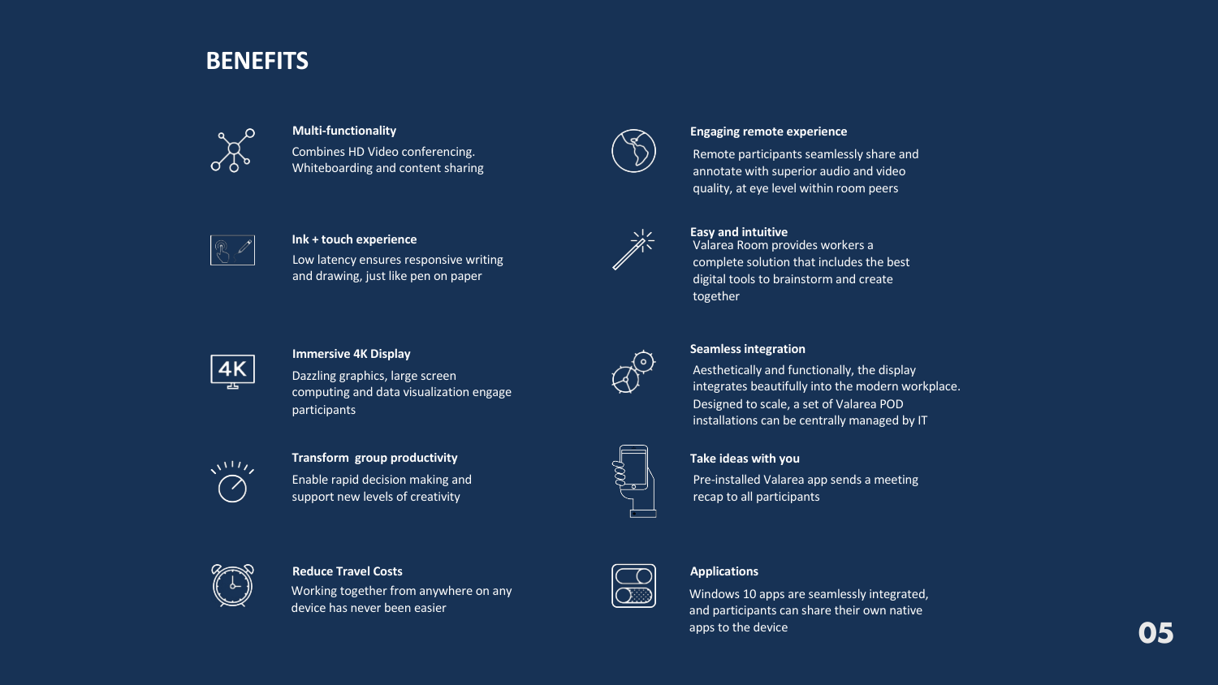# BENEFITS

### Multi-functionality

Combines HD Video conferencing. Whiteboarding and content sharing

### Ink + touch experience

Low latency ensures responsive writing and drawing, just like pen on paper

### Immersive 4K Display

Dazzling graphics, large screen computing and data visualization engage participants

### Transform group productivity

Enable rapid decision making and support new levels of creativity

### Reduce Travel Costs

Working together from anywhere on any device has never been easier

### Engaging remote experience

Remote participants seamlessly share and annotate with superior audio and video quality, at eye level within room peers

### Easy and intuitive

Valarea Room provides workers a complete solution that includes the best digital tools to brainstorm and create together

### Seamless integration

Aesthetically and functionally, the display integrates beautifully into the modern workplace. Designed to scale, a set of Valarea POD installations can be centrally managed by IT

### Take ideas with you

Pre-installed Valarea app sends a meeting recap to all participants

### Applications

Windows 10 apps are seamlessly integrated, and participants can share their own native apps to the device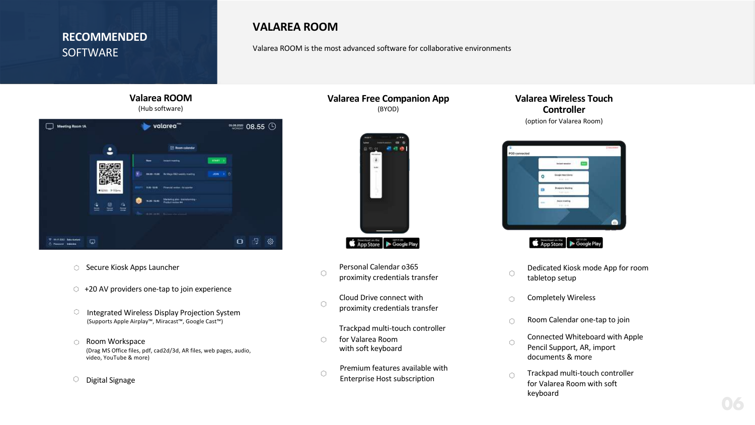**RECOMMENDED** SOFTWARE

# VALAREA ROOM

Valarea ROOM is the most advanced software for collaborative environments

## Valarea ROOM

(Hub software)

- Secure Kiosk Apps Launcher
- +20 AV providers one-tap to join experience
- Integrated Wireless Display Projection System
  (Supports Apple Airplay™, Miracast™, Google Cast™)
- Room Workspace
  (Drag MS Office files, pdf, cad2d/3d, AR files, web pages, audio, video, YouTube & more)
- Digital Signage

## Valarea Free Companion App

(BYOD)

- Personal Calendar o365 proximity credentials transfer
- Cloud Drive connect with proximity credentials transfer
- Trackpad multi-touch controller for Valarea Room with soft keyboard
- Premium features available with Enterprise Host subscription

## Valarea Wireless Touch Controller

(option for Valarea Room)

- Dedicated Kiosk mode App for room tabletop setup
- Completely Wireless
- Room Calendar one-tap to join
- Connected Whiteboard with Apple Pencil Support, AR, import documents & more
- Trackpad multi-touch controller for Valarea Room with soft keyboard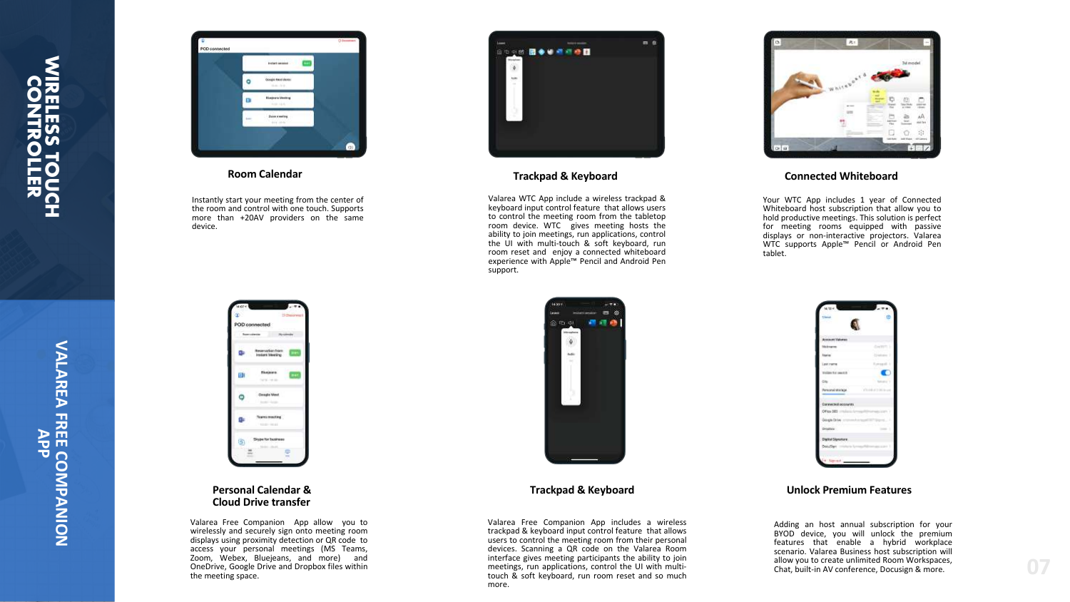# WIRELESS TOUCH CONTROLLER

### Room Calendar

Instantly start your meeting from the center of the room and control with one touch. Supports more than +20AV providers on the same device.

### Trackpad & Keyboard

Valarea WTC App include a wireless trackpad & keyboard input control feature that allows users to control the meeting room from the tabletop room device. WTC gives meeting hosts the ability to join meetings, run applications, control the UI with multi-touch & soft keyboard, run room reset and enjoy a connected whiteboard experience with Apple™ Pencil and Android Pen support.

### Connected Whiteboard

Your WTC App includes 1 year of Connected Whiteboard host subscription that allow you to hold productive meetings. This solution is perfect for meeting rooms equipped with passive displays or non-interactive projectors. Valarea WTC supports Apple™ Pencil or Android Pen tablet.

# VALAREA FREE COMPANION APP

### Personal Calendar & Cloud Drive transfer

Valarea Free Companion App allow you to wirelessly and securely sign onto meeting room displays using proximity detection or QR code to access your personal meetings (MS Teams, Zoom, Webex, Bluejeans, and more) and OneDrive, Google Drive and Dropbox files within the meeting space.

### Trackpad & Keyboard

Valarea Free Companion App includes a wireless trackpad & keyboard input control feature that allows users to control the meeting room from their personal devices. Scanning a QR code on the Valarea Room interface gives meeting participants the ability to join meetings, run applications, control the UI with multi-touch & soft keyboard, run room reset and so much more.

### Unlock Premium Features

Adding an host annual subscription for your BYOD device, you will unlock the premium features that enable a hybrid workplace scenario. Valarea Business host subscription will allow you to create unlimited Room Workspaces, Chat, built-in AV conference, Docusign & more.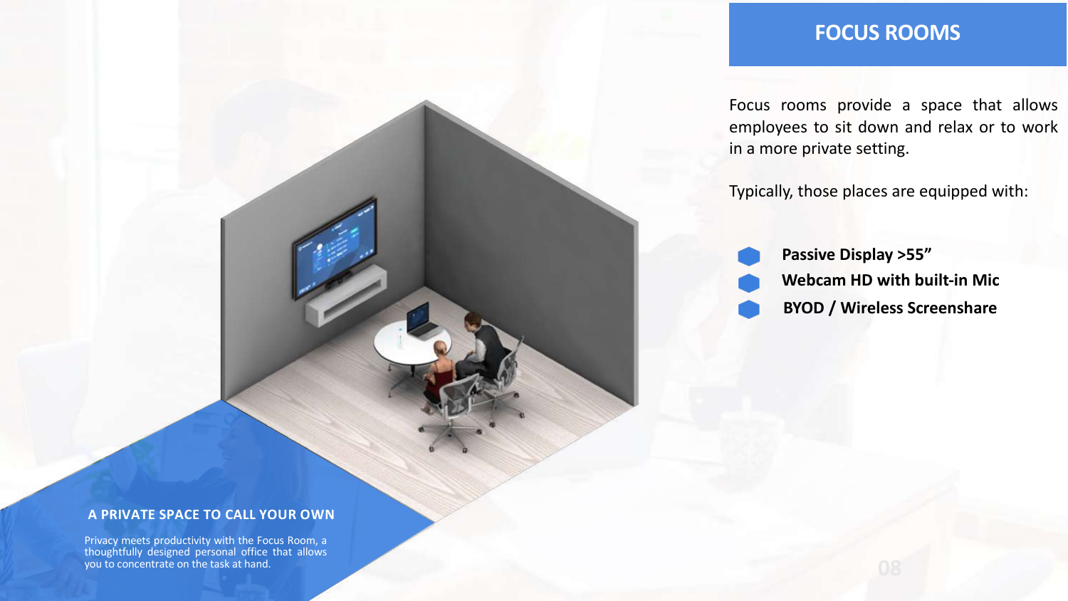# FOCUS ROOMS

Focus rooms provide a space that allows employees to sit down and relax or to work in a more private setting.

Typically, those places are equipped with:

- **Passive Display >55”**
- **Webcam HD with built-in Mic**
- **BYOD / Wireless Screenshare**

## A PRIVATE SPACE TO CALL YOUR OWN

Privacy meets productivity with the Focus Room, a thoughtfully designed personal office that allows you to concentrate on the task at hand.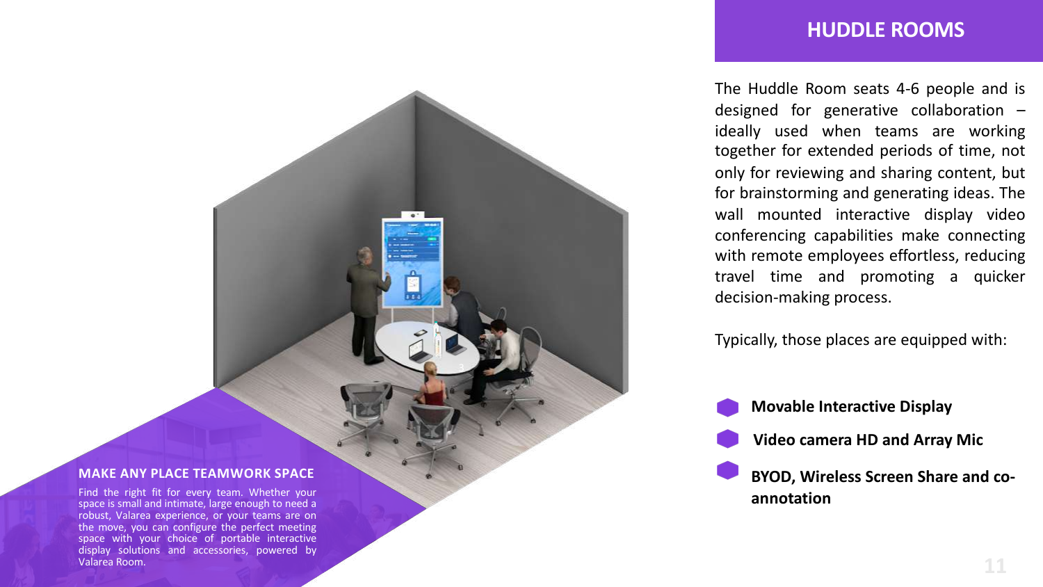# HUDDLE ROOMS

The Huddle Room seats 4-6 people and is designed for generative collaboration – ideally used when teams are working together for extended periods of time, not only for reviewing and sharing content, but for brainstorming and generating ideas. The wall mounted interactive display video conferencing capabilities make connecting with remote employees effortless, reducing travel time and promoting a quicker decision-making process.

Typically, those places are equipped with:

- **Movable Interactive Display**
- **Video camera HD and Array Mic**
- **BYOD, Wireless Screen Share and co-annotation**

## MAKE ANY PLACE TEAMWORK SPACE

Find the right fit for every team. Whether your space is small and intimate, large enough to need a robust, Valarea experience, or your teams are on the move, you can configure the perfect meeting space with your choice of portable interactive display solutions and accessories, powered by Valarea Room.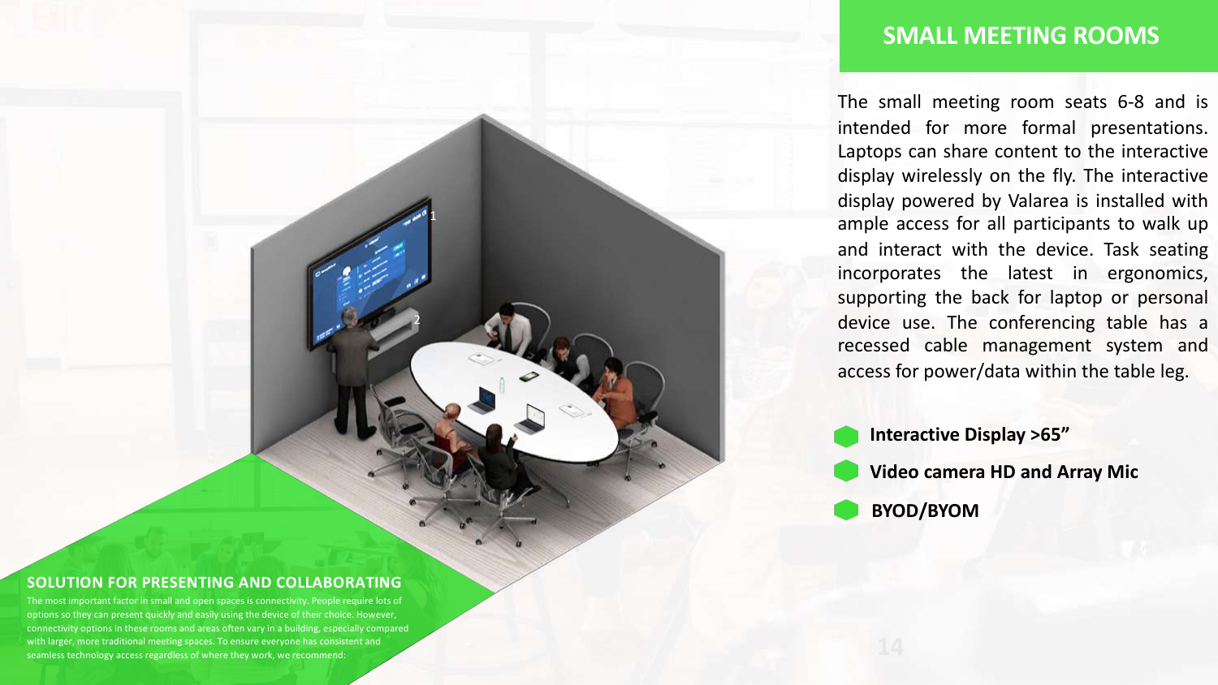## SMALL MEETING ROOMS

The small meeting room seats 6-8 and is intended for more formal presentations. Laptops can share content to the interactive display wirelessly on the fly. The interactive display powered by Valarea is installed with ample access for all participants to walk up and interact with the device. Task seating incorporates the latest in ergonomics, supporting the back for laptop or personal device use. The conferencing table has a recessed cable management system and access for power/data within the table leg.

- **Interactive Display >65”**
- **Video camera HD and Array Mic**
- **BYOD/BYOM**

### SOLUTION FOR PRESENTING AND COLLABORATING

The most important factor in small and open spaces is connectivity. People require lots of options so they can present quickly and easily using the device of their choice. However, connectivity options in these rooms and areas often vary in a building, especially compared with larger, more traditional meeting spaces. To ensure everyone has consistent and seamless technology access regardless of where they work, we recommend: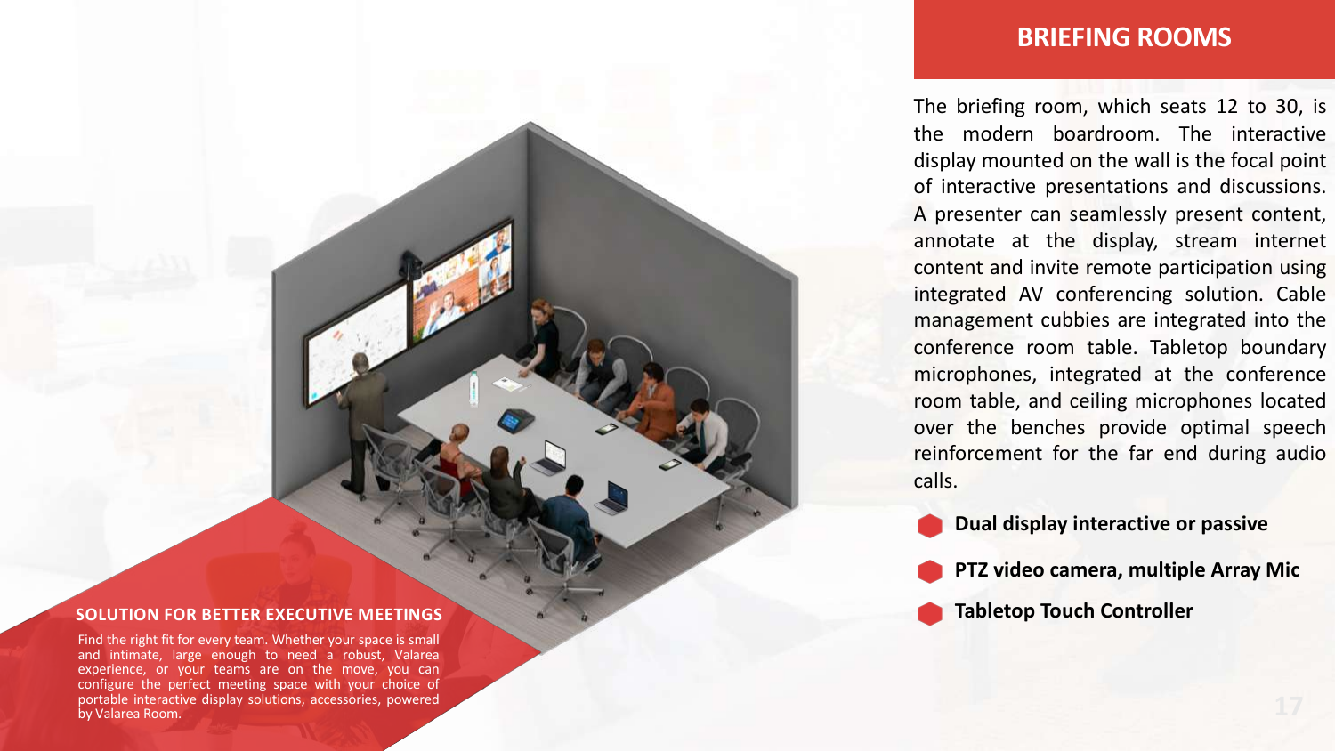## BRIEFING ROOMS

The briefing room, which seats 12 to 30, is the modern boardroom. The interactive display mounted on the wall is the focal point of interactive presentations and discussions. A presenter can seamlessly present content, annotate at the display, stream internet content and invite remote participation using integrated AV conferencing solution. Cable management cubbies are integrated into the conference room table. Tabletop boundary microphones, integrated at the conference room table, and ceiling microphones located over the benches provide optimal speech reinforcement for the far end during audio calls.

- **Dual display interactive or passive**
- **PTZ video camera, multiple Array Mic**
- **Tabletop Touch Controller**

### SOLUTION FOR BETTER EXECUTIVE MEETINGS

Find the right fit for every team. Whether your space is small and intimate, large enough to need a robust, Valarea experience, or your teams are on the move, you can configure the perfect meeting space with your choice of portable interactive display solutions, accessories, powered by Valarea Room.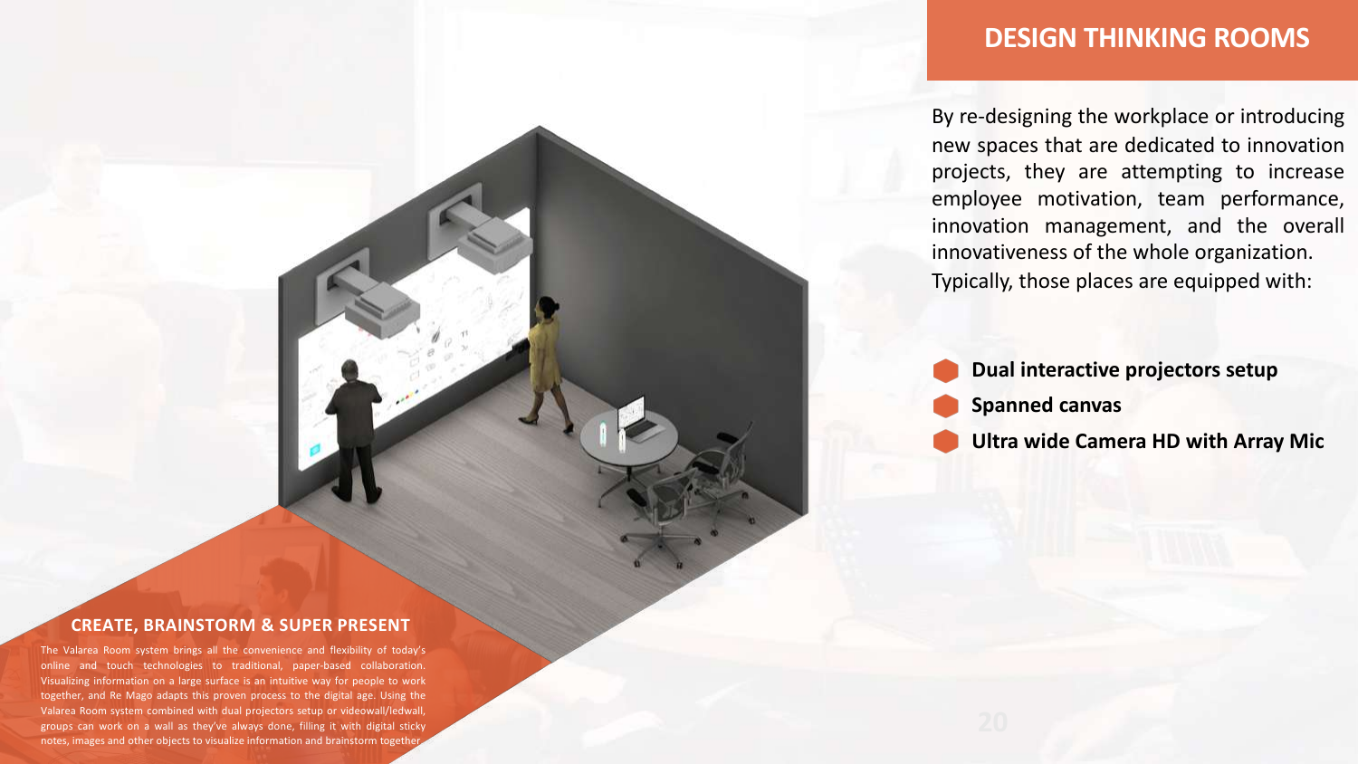## DESIGN THINKING ROOMS

By re-designing the workplace or introducing new spaces that are dedicated to innovation projects, they are attempting to increase employee motivation, team performance, innovation management, and the overall innovativeness of the whole organization. Typically, those places are equipped with:

- **Dual interactive projectors setup**
- **Spanned canvas**
- **Ultra wide Camera HD with Array Mic**

### CREATE, BRAINSTORM & SUPER PRESENT

The Valarea Room system brings all the convenience and flexibility of today's online and touch technologies to traditional, paper-based collaboration. Visualizing information on a large surface is an intuitive way for people to work together, and Re Mago adapts this proven process to the digital age. Using the Valarea Room system combined with dual projectors setup or videowall/ledwall, groups can work on a wall as they've always done, filling it with digital sticky notes, images and other objects to visualize information and brainstorm together.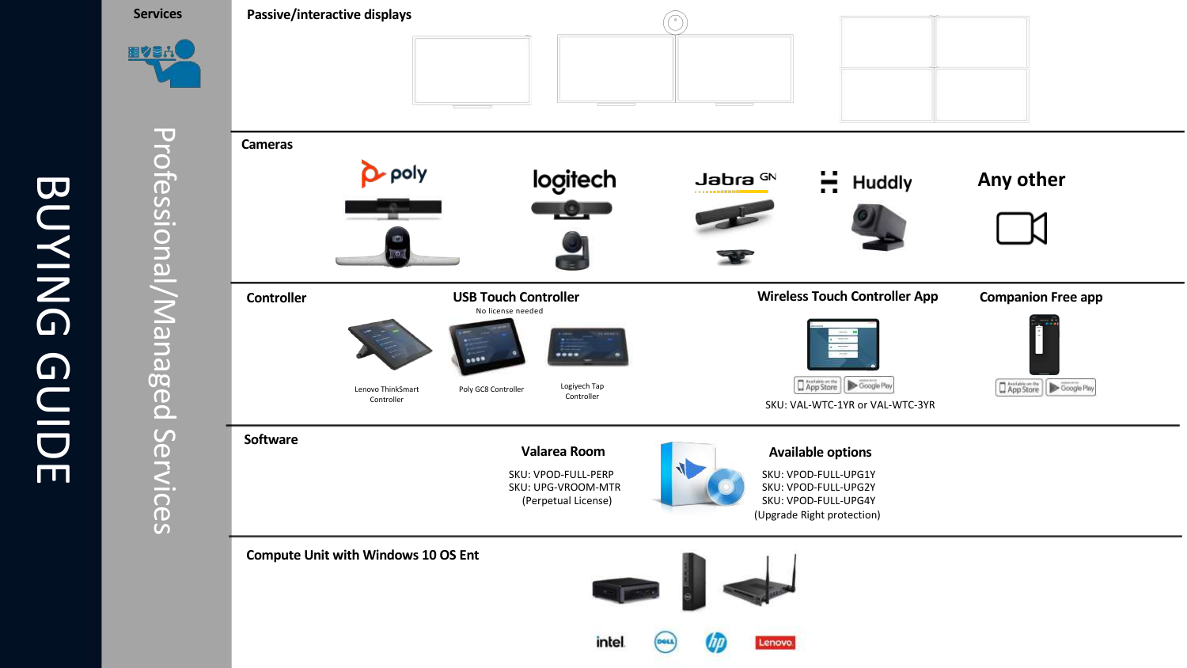# BUYING GUIDE

## Services

Professional/Managed Services

## Passive/interactive displays

## Cameras

poly

logitech

Jabra GN

Huddly

Any other

## Controller

### USB Touch Controller

No license needed

Lenovo ThinkSmart Controller

Poly GC8 Controller

Logiyech Tap Controller

### Wireless Touch Controller App

SKU: VAL-WTC-1YR or VAL-WTC-3YR

### Companion Free app

## Software

### Valarea Room

SKU: VPOD-FULL-PERP
SKU: UPG-VROOM-MTR
(Perpetual License)

### Available options

SKU: VPOD-FULL-UPG1Y
SKU: VPOD-FULL-UPG2Y
SKU: VPOD-FULL-UPG4Y
(Upgrade Right protection)

## Compute Unit with Windows 10 OS Ent

intel. DELL hp Lenovo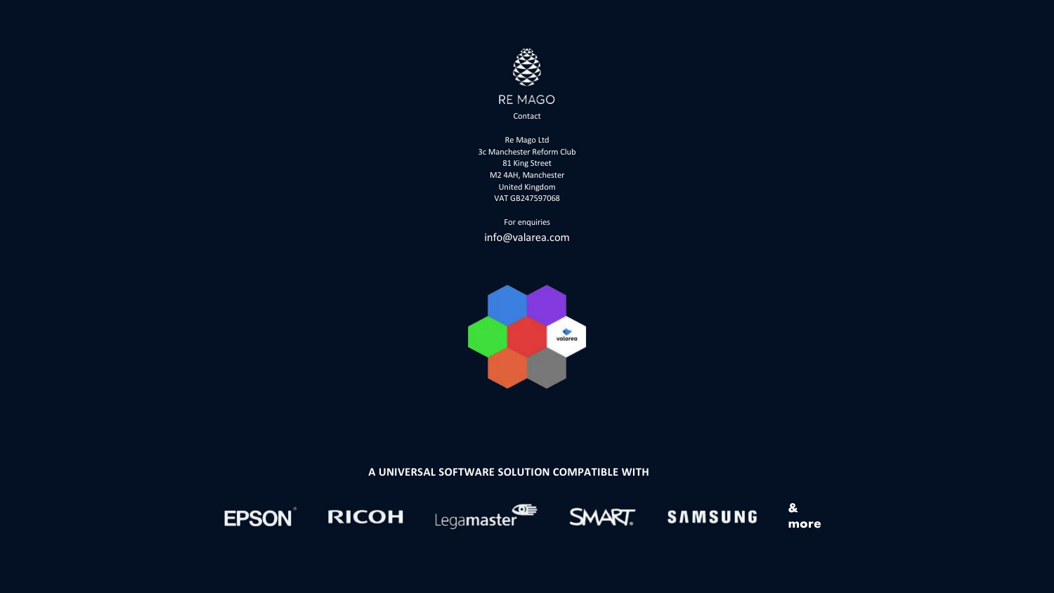RE MAGO

Contact

Re Mago Ltd
3c Manchester Reform Club
81 King Street
M2 4AH, Manchester
United Kingdom
VAT GB247597068

For enquiries

info@valarea.com

valarea

**A UNIVERSAL SOFTWARE SOLUTION COMPATIBLE WITH**

EPSON RICOH Legamaster SMART SAMSUNG & more